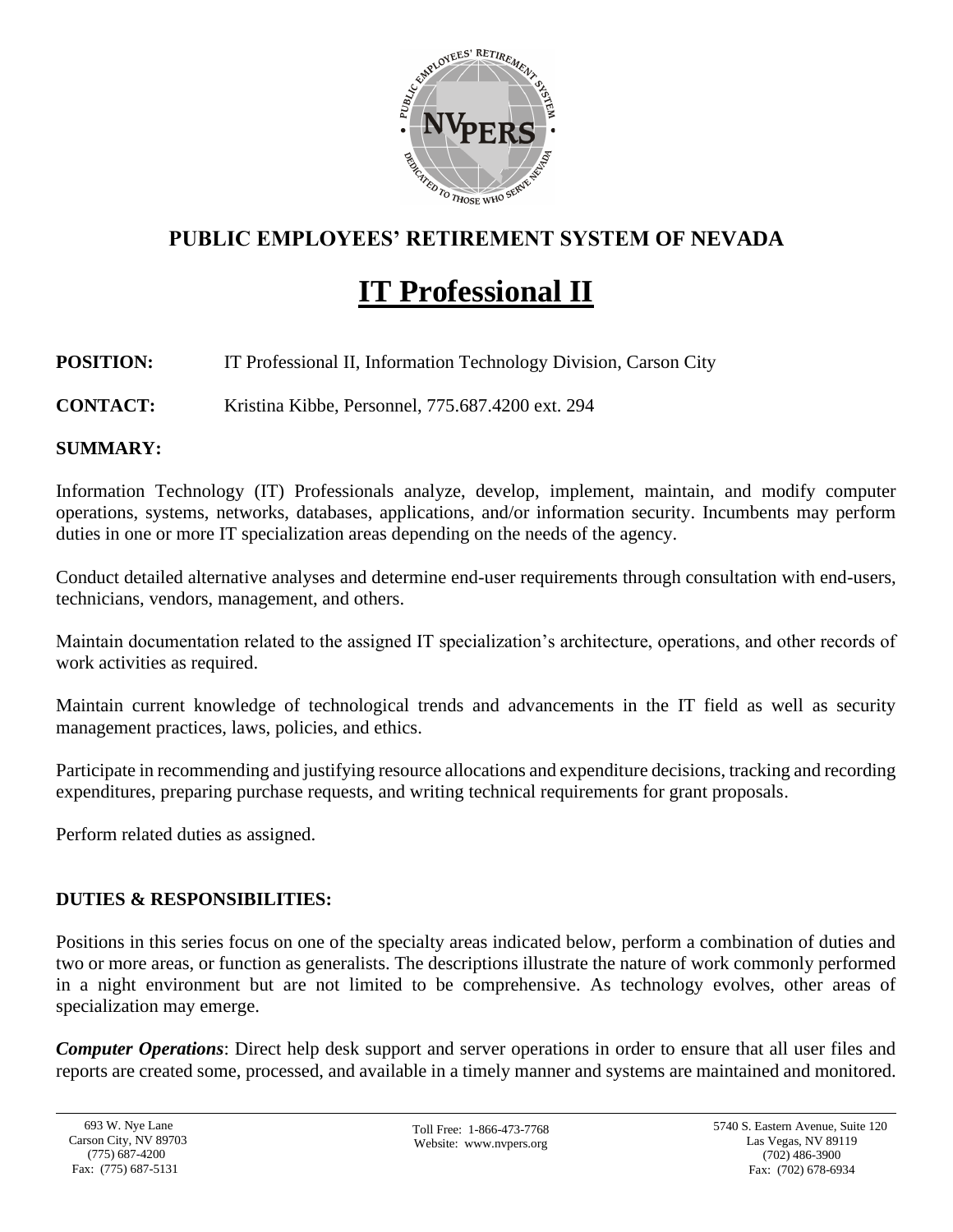# PUBLIC EMPLOYEES' RETIREMENT SYSTEM OF NEVADA

## IT Professional II

**POSITION:** IT Professional II, Information Technology Division, Carson City

**CONTACT:** Kristina Kibbe, Personnel, 775.687.4200 ext. 294

**SUMMARY:**

Information Technology (IT) Professionals analyze, develop, implement, maintain, and modify computer operations, systems, networks, databases, applications, and/or information security. Incumbents may perform duties in one or more IT specialization areas depending on the needs of the agency.

Conduct detailed alternative analyses and determine end-user requirements through consultation with end-users, technicians, vendors, management, and others.

Maintain documentation related to the assigned IT specialization's architecture, operations, and other records of work activities as required.

Maintain current knowledge of technological trends and advancements in the IT field as well as security management practices, laws, policies, and ethics.

Participate in recommending and justifying resource allocations and expenditure decisions, tracking and recording expenditures, preparing purchase requests, and writing technical requirements for grant proposals.

Perform related duties as assigned.

**DUTIES & RESPONSIBILITIES:**

Positions in this series focus on one of the specialty areas indicated below, perform a combination of duties and two or more areas, or function as generalists. The descriptions illustrate the nature of work commonly performed in a night environment but are not limited to be comprehensive. As technology evolves, other areas of specialization may emerge.

***Computer Operations***: Direct help desk support and server operations in order to ensure that all user files and reports are created some, processed, and available in a timely manner and systems are maintained and monitored.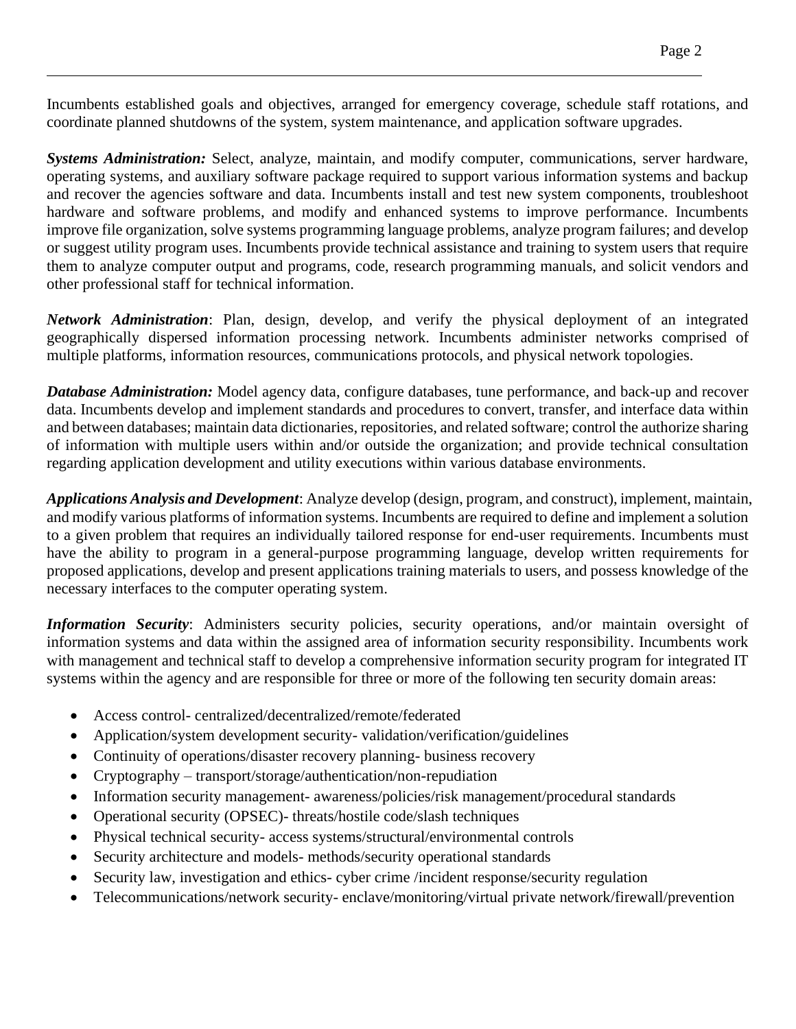Incumbents established goals and objectives, arranged for emergency coverage, schedule staff rotations, and coordinate planned shutdowns of the system, system maintenance, and application software upgrades.

***Systems Administration:*** Select, analyze, maintain, and modify computer, communications, server hardware, operating systems, and auxiliary software package required to support various information systems and backup and recover the agencies software and data. Incumbents install and test new system components, troubleshoot hardware and software problems, and modify and enhanced systems to improve performance. Incumbents improve file organization, solve systems programming language problems, analyze program failures; and develop or suggest utility program uses. Incumbents provide technical assistance and training to system users that require them to analyze computer output and programs, code, research programming manuals, and solicit vendors and other professional staff for technical information.

***Network Administration***: Plan, design, develop, and verify the physical deployment of an integrated geographically dispersed information processing network. Incumbents administer networks comprised of multiple platforms, information resources, communications protocols, and physical network topologies.

***Database Administration:*** Model agency data, configure databases, tune performance, and back-up and recover data. Incumbents develop and implement standards and procedures to convert, transfer, and interface data within and between databases; maintain data dictionaries, repositories, and related software; control the authorize sharing of information with multiple users within and/or outside the organization; and provide technical consultation regarding application development and utility executions within various database environments.

***Applications Analysis and Development***: Analyze develop (design, program, and construct), implement, maintain, and modify various platforms of information systems. Incumbents are required to define and implement a solution to a given problem that requires an individually tailored response for end-user requirements. Incumbents must have the ability to program in a general-purpose programming language, develop written requirements for proposed applications, develop and present applications training materials to users, and possess knowledge of the necessary interfaces to the computer operating system.

***Information Security***: Administers security policies, security operations, and/or maintain oversight of information systems and data within the assigned area of information security responsibility. Incumbents work with management and technical staff to develop a comprehensive information security program for integrated IT systems within the agency and are responsible for three or more of the following ten security domain areas:

- Access control- centralized/decentralized/remote/federated
- Application/system development security- validation/verification/guidelines
- Continuity of operations/disaster recovery planning- business recovery
- Cryptography – transport/storage/authentication/non-repudiation
- Information security management- awareness/policies/risk management/procedural standards
- Operational security (OPSEC)- threats/hostile code/slash techniques
- Physical technical security- access systems/structural/environmental controls
- Security architecture and models- methods/security operational standards
- Security law, investigation and ethics- cyber crime /incident response/security regulation
- Telecommunications/network security- enclave/monitoring/virtual private network/firewall/prevention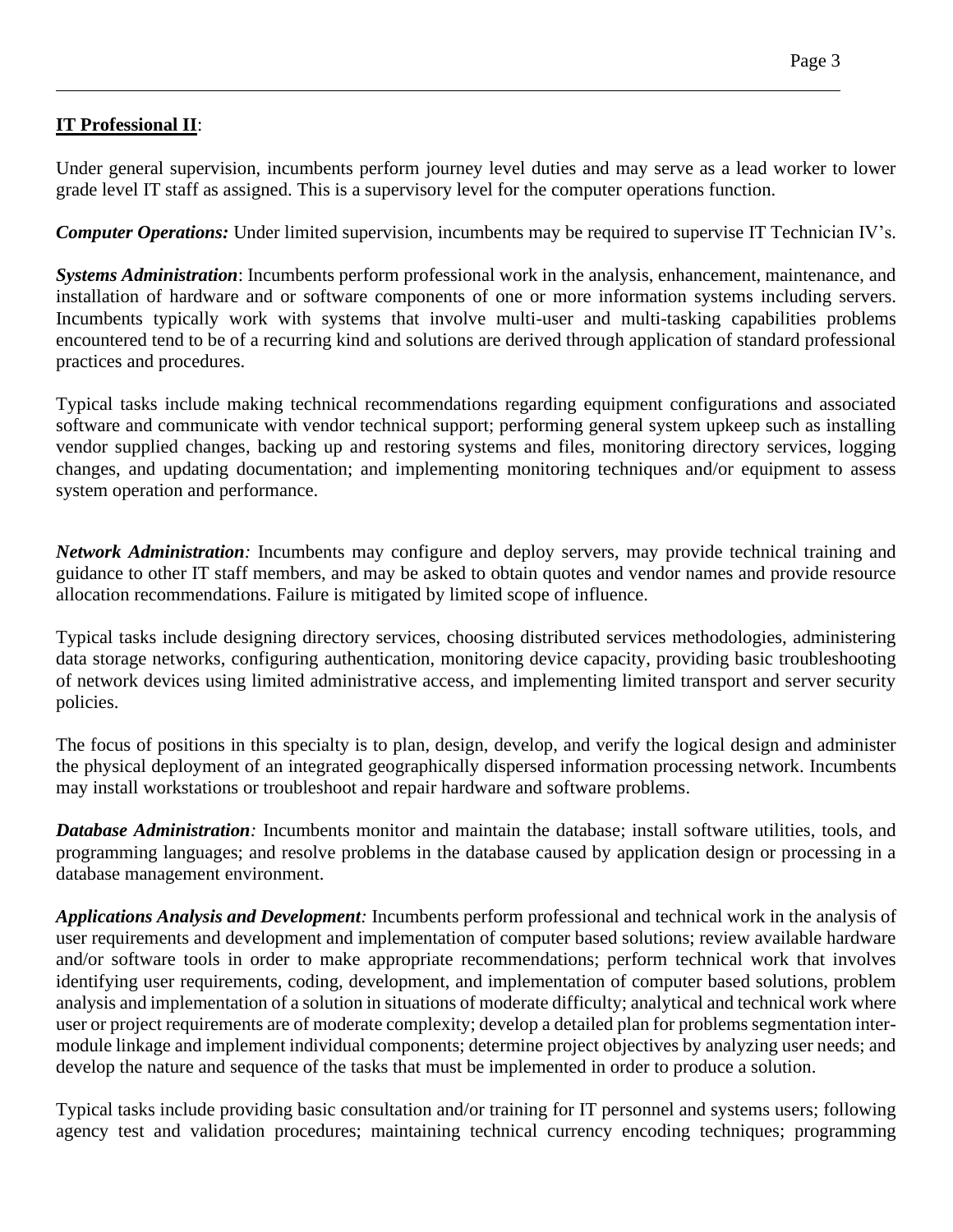**<u>IT Professional II</u>**:

Under general supervision, incumbents perform journey level duties and may serve as a lead worker to lower grade level IT staff as assigned. This is a supervisory level for the computer operations function.

***Computer Operations:*** Under limited supervision, incumbents may be required to supervise IT Technician IV's.

***Systems Administration***: Incumbents perform professional work in the analysis, enhancement, maintenance, and installation of hardware and or software components of one or more information systems including servers. Incumbents typically work with systems that involve multi-user and multi-tasking capabilities problems encountered tend to be of a recurring kind and solutions are derived through application of standard professional practices and procedures.

Typical tasks include making technical recommendations regarding equipment configurations and associated software and communicate with vendor technical support; performing general system upkeep such as installing vendor supplied changes, backing up and restoring systems and files, monitoring directory services, logging changes, and updating documentation; and implementing monitoring techniques and/or equipment to assess system operation and performance.

***Network Administration****:* Incumbents may configure and deploy servers, may provide technical training and guidance to other IT staff members, and may be asked to obtain quotes and vendor names and provide resource allocation recommendations. Failure is mitigated by limited scope of influence.

Typical tasks include designing directory services, choosing distributed services methodologies, administering data storage networks, configuring authentication, monitoring device capacity, providing basic troubleshooting of network devices using limited administrative access, and implementing limited transport and server security policies.

The focus of positions in this specialty is to plan, design, develop, and verify the logical design and administer the physical deployment of an integrated geographically dispersed information processing network. Incumbents may install workstations or troubleshoot and repair hardware and software problems.

***Database Administration****:* Incumbents monitor and maintain the database; install software utilities, tools, and programming languages; and resolve problems in the database caused by application design or processing in a database management environment.

***Applications Analysis and Development****:* Incumbents perform professional and technical work in the analysis of user requirements and development and implementation of computer based solutions; review available hardware and/or software tools in order to make appropriate recommendations; perform technical work that involves identifying user requirements, coding, development, and implementation of computer based solutions, problem analysis and implementation of a solution in situations of moderate difficulty; analytical and technical work where user or project requirements are of moderate complexity; develop a detailed plan for problems segmentation inter-module linkage and implement individual components; determine project objectives by analyzing user needs; and develop the nature and sequence of the tasks that must be implemented in order to produce a solution.

Typical tasks include providing basic consultation and/or training for IT personnel and systems users; following agency test and validation procedures; maintaining technical currency encoding techniques; programming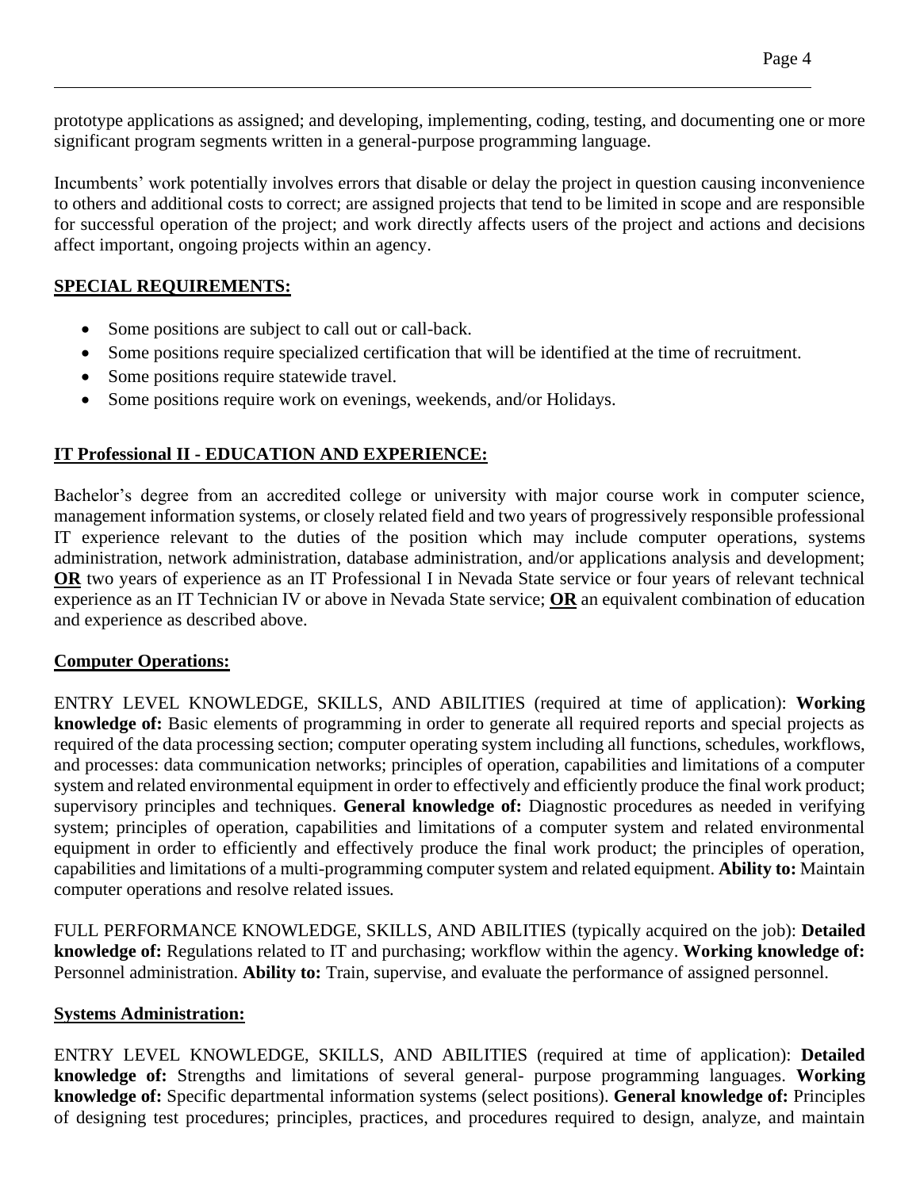prototype applications as assigned; and developing, implementing, coding, testing, and documenting one or more significant program segments written in a general-purpose programming language.

Incumbents' work potentially involves errors that disable or delay the project in question causing inconvenience to others and additional costs to correct; are assigned projects that tend to be limited in scope and are responsible for successful operation of the project; and work directly affects users of the project and actions and decisions affect important, ongoing projects within an agency.

**SPECIAL REQUIREMENTS:**

- Some positions are subject to call out or call-back.
- Some positions require specialized certification that will be identified at the time of recruitment.
- Some positions require statewide travel.
- Some positions require work on evenings, weekends, and/or Holidays.

**IT Professional II - EDUCATION AND EXPERIENCE:**

Bachelor's degree from an accredited college or university with major course work in computer science, management information systems, or closely related field and two years of progressively responsible professional IT experience relevant to the duties of the position which may include computer operations, systems administration, network administration, database administration, and/or applications analysis and development; **OR** two years of experience as an IT Professional I in Nevada State service or four years of relevant technical experience as an IT Technician IV or above in Nevada State service; **OR** an equivalent combination of education and experience as described above.

**Computer Operations:**

ENTRY LEVEL KNOWLEDGE, SKILLS, AND ABILITIES (required at time of application): **Working knowledge of:** Basic elements of programming in order to generate all required reports and special projects as required of the data processing section; computer operating system including all functions, schedules, workflows, and processes: data communication networks; principles of operation, capabilities and limitations of a computer system and related environmental equipment in order to effectively and efficiently produce the final work product; supervisory principles and techniques. **General knowledge of:** Diagnostic procedures as needed in verifying system; principles of operation, capabilities and limitations of a computer system and related environmental equipment in order to efficiently and effectively produce the final work product; the principles of operation, capabilities and limitations of a multi-programming computer system and related equipment. **Ability to:** Maintain computer operations and resolve related issues.

FULL PERFORMANCE KNOWLEDGE, SKILLS, AND ABILITIES (typically acquired on the job): **Detailed knowledge of:** Regulations related to IT and purchasing; workflow within the agency. **Working knowledge of:** Personnel administration. **Ability to:** Train, supervise, and evaluate the performance of assigned personnel.

**Systems Administration:**

ENTRY LEVEL KNOWLEDGE, SKILLS, AND ABILITIES (required at time of application): **Detailed knowledge of:** Strengths and limitations of several general- purpose programming languages. **Working knowledge of:** Specific departmental information systems (select positions). **General knowledge of:** Principles of designing test procedures; principles, practices, and procedures required to design, analyze, and maintain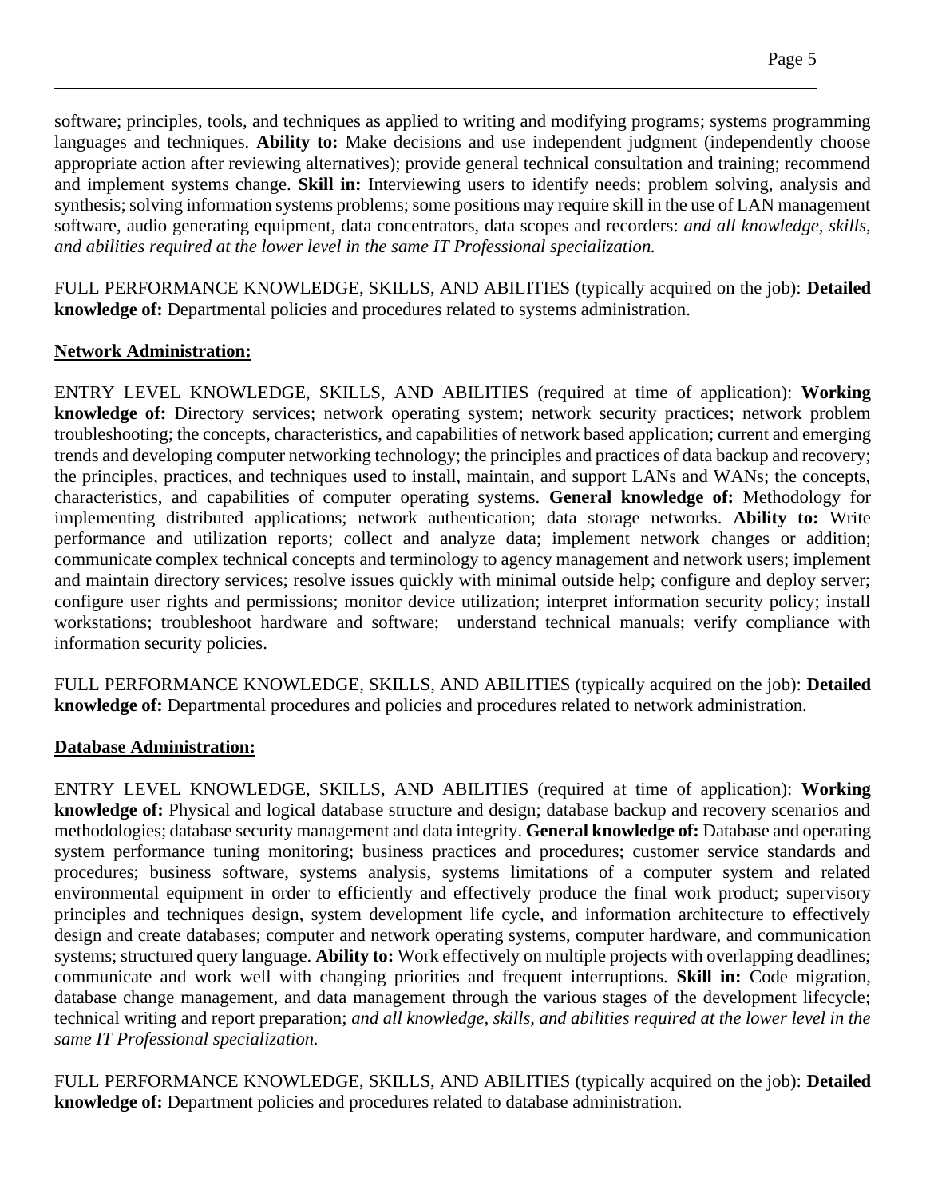software; principles, tools, and techniques as applied to writing and modifying programs; systems programming languages and techniques. **Ability to:** Make decisions and use independent judgment (independently choose appropriate action after reviewing alternatives); provide general technical consultation and training; recommend and implement systems change. **Skill in:** Interviewing users to identify needs; problem solving, analysis and synthesis; solving information systems problems; some positions may require skill in the use of LAN management software, audio generating equipment, data concentrators, data scopes and recorders: *and all knowledge, skills, and abilities required at the lower level in the same IT Professional specialization.*

FULL PERFORMANCE KNOWLEDGE, SKILLS, AND ABILITIES (typically acquired on the job): **Detailed knowledge of:** Departmental policies and procedures related to systems administration.

**Network Administration:**

ENTRY LEVEL KNOWLEDGE, SKILLS, AND ABILITIES (required at time of application): **Working knowledge of:** Directory services; network operating system; network security practices; network problem troubleshooting; the concepts, characteristics, and capabilities of network based application; current and emerging trends and developing computer networking technology; the principles and practices of data backup and recovery; the principles, practices, and techniques used to install, maintain, and support LANs and WANs; the concepts, characteristics, and capabilities of computer operating systems. **General knowledge of:** Methodology for implementing distributed applications; network authentication; data storage networks. **Ability to:** Write performance and utilization reports; collect and analyze data; implement network changes or addition; communicate complex technical concepts and terminology to agency management and network users; implement and maintain directory services; resolve issues quickly with minimal outside help; configure and deploy server; configure user rights and permissions; monitor device utilization; interpret information security policy; install workstations; troubleshoot hardware and software; understand technical manuals; verify compliance with information security policies.

FULL PERFORMANCE KNOWLEDGE, SKILLS, AND ABILITIES (typically acquired on the job): **Detailed knowledge of:** Departmental procedures and policies and procedures related to network administration.

**Database Administration:**

ENTRY LEVEL KNOWLEDGE, SKILLS, AND ABILITIES (required at time of application): **Working knowledge of:** Physical and logical database structure and design; database backup and recovery scenarios and methodologies; database security management and data integrity. **General knowledge of:** Database and operating system performance tuning monitoring; business practices and procedures; customer service standards and procedures; business software, systems analysis, systems limitations of a computer system and related environmental equipment in order to efficiently and effectively produce the final work product; supervisory principles and techniques design, system development life cycle, and information architecture to effectively design and create databases; computer and network operating systems, computer hardware, and communication systems; structured query language. **Ability to:** Work effectively on multiple projects with overlapping deadlines; communicate and work well with changing priorities and frequent interruptions. **Skill in:** Code migration, database change management, and data management through the various stages of the development lifecycle; technical writing and report preparation; *and all knowledge, skills, and abilities required at the lower level in the same IT Professional specialization.*

FULL PERFORMANCE KNOWLEDGE, SKILLS, AND ABILITIES (typically acquired on the job): **Detailed knowledge of:** Department policies and procedures related to database administration.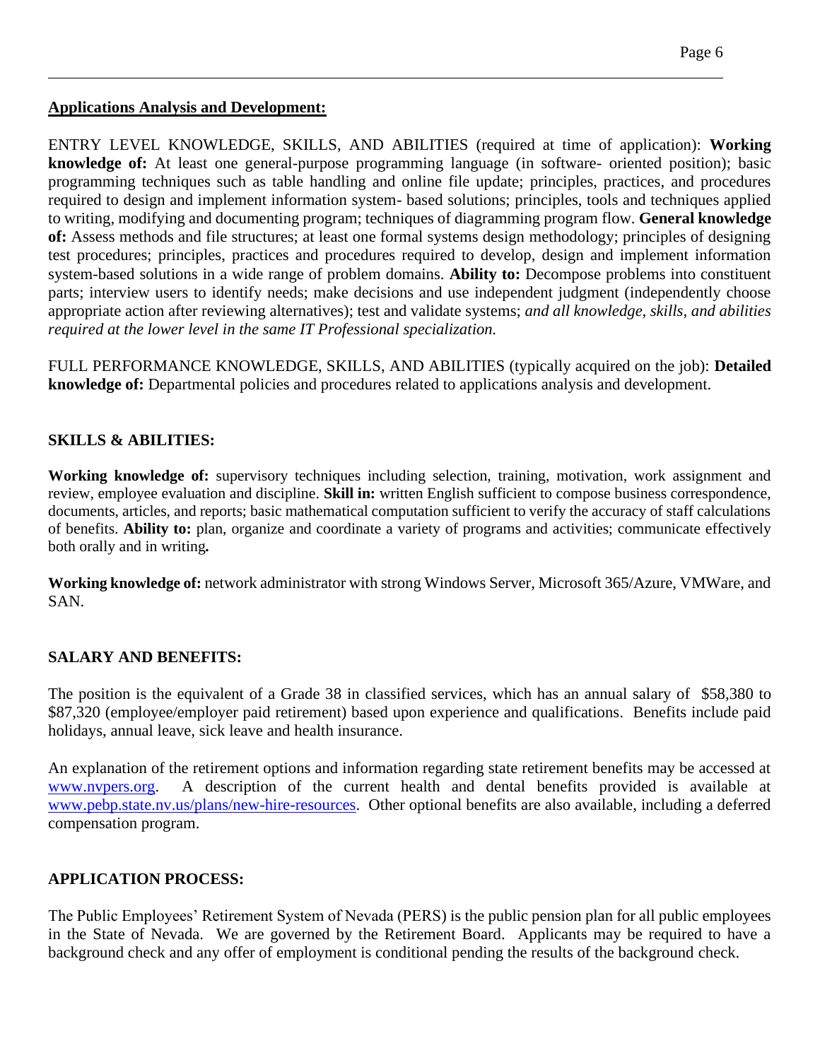**Applications Analysis and Development:**

ENTRY LEVEL KNOWLEDGE, SKILLS, AND ABILITIES (required at time of application): **Working knowledge of:** At least one general-purpose programming language (in software- oriented position); basic programming techniques such as table handling and online file update; principles, practices, and procedures required to design and implement information system- based solutions; principles, tools and techniques applied to writing, modifying and documenting program; techniques of diagramming program flow. **General knowledge of:** Assess methods and file structures; at least one formal systems design methodology; principles of designing test procedures; principles, practices and procedures required to develop, design and implement information system-based solutions in a wide range of problem domains. **Ability to:** Decompose problems into constituent parts; interview users to identify needs; make decisions and use independent judgment (independently choose appropriate action after reviewing alternatives); test and validate systems; *and all knowledge, skills, and abilities required at the lower level in the same IT Professional specialization.*

FULL PERFORMANCE KNOWLEDGE, SKILLS, AND ABILITIES (typically acquired on the job): **Detailed knowledge of:** Departmental policies and procedures related to applications analysis and development.

## SKILLS & ABILITIES:

**Working knowledge of:** supervisory techniques including selection, training, motivation, work assignment and review, employee evaluation and discipline. **Skill in:** written English sufficient to compose business correspondence, documents, articles, and reports; basic mathematical computation sufficient to verify the accuracy of staff calculations of benefits. **Ability to:** plan, organize and coordinate a variety of programs and activities; communicate effectively both orally and in writing**.**

**Working knowledge of:** network administrator with strong Windows Server, Microsoft 365/Azure, VMWare, and SAN.

## SALARY AND BENEFITS:

The position is the equivalent of a Grade 38 in classified services, which has an annual salary of $58,380 to $87,320 (employee/employer paid retirement) based upon experience and qualifications. Benefits include paid holidays, annual leave, sick leave and health insurance.

An explanation of the retirement options and information regarding state retirement benefits may be accessed at www.nvpers.org. A description of the current health and dental benefits provided is available at www.pebp.state.nv.us/plans/new-hire-resources. Other optional benefits are also available, including a deferred compensation program.

## APPLICATION PROCESS:

The Public Employees' Retirement System of Nevada (PERS) is the public pension plan for all public employees in the State of Nevada. We are governed by the Retirement Board. Applicants may be required to have a background check and any offer of employment is conditional pending the results of the background check.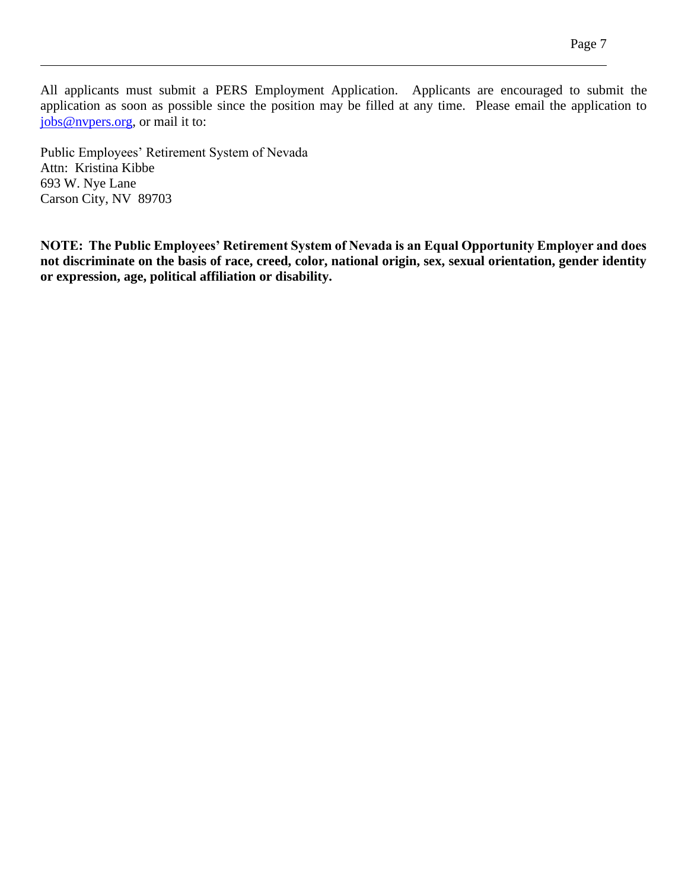All applicants must submit a PERS Employment Application. Applicants are encouraged to submit the application as soon as possible since the position may be filled at any time. Please email the application to jobs@nvpers.org, or mail it to:

Public Employees' Retirement System of Nevada
Attn: Kristina Kibbe
693 W. Nye Lane
Carson City, NV 89703

**NOTE: The Public Employees' Retirement System of Nevada is an Equal Opportunity Employer and does not discriminate on the basis of race, creed, color, national origin, sex, sexual orientation, gender identity or expression, age, political affiliation or disability.**